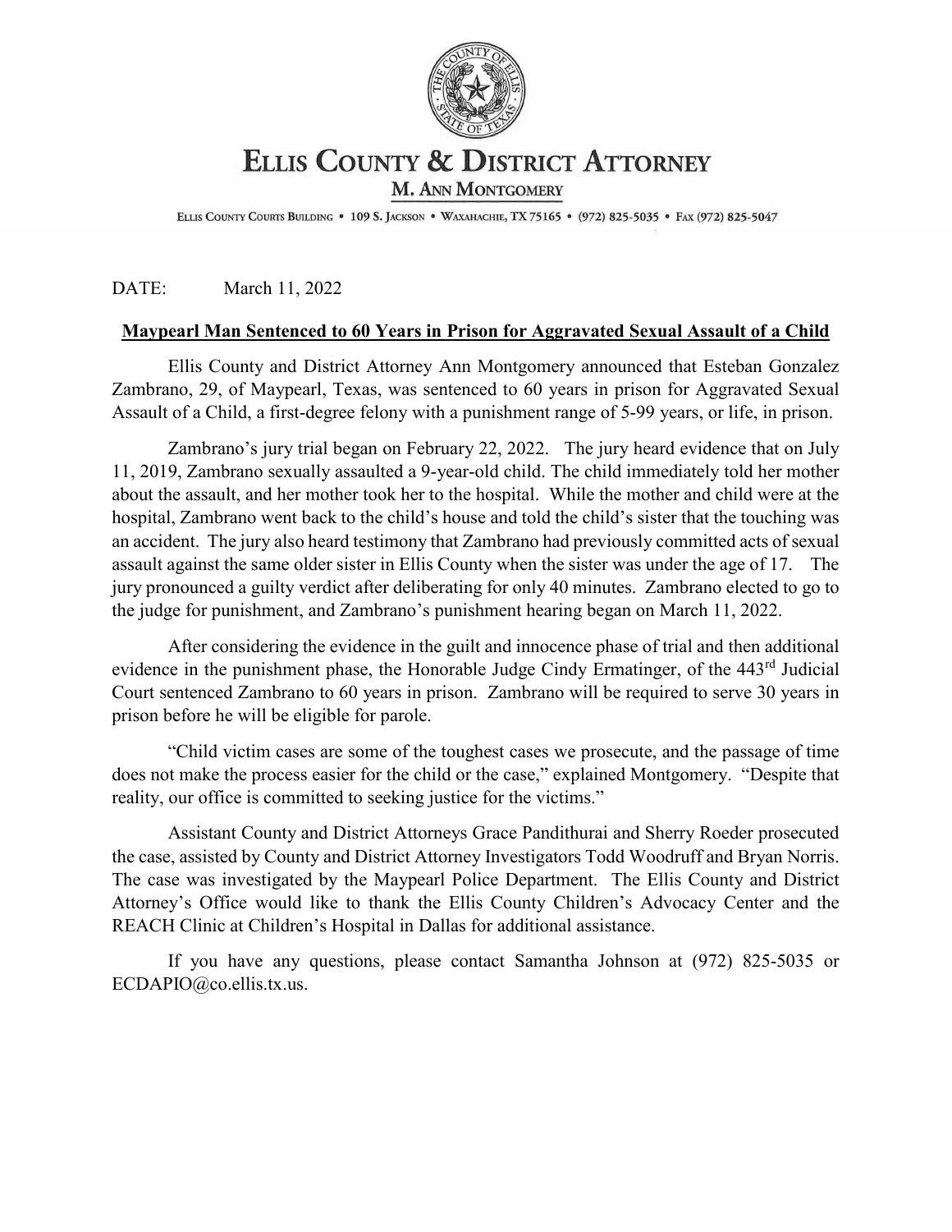# ELLIS COUNTY & DISTRICT ATTORNEY

**M. ANN MONTGOMERY**

ELLIS COUNTY COURTS BUILDING • 109 S. JACKSON • WAXAHACHIE, TX 75165 • (972) 825-5035 • FAX (972) 825-5047

DATE: March 11, 2022

**Maypearl Man Sentenced to 60 Years in Prison for Aggravated Sexual Assault of a Child**

Ellis County and District Attorney Ann Montgomery announced that Esteban Gonzalez Zambrano, 29, of Maypearl, Texas, was sentenced to 60 years in prison for Aggravated Sexual Assault of a Child, a first-degree felony with a punishment range of 5-99 years, or life, in prison.

Zambrano's jury trial began on February 22, 2022. The jury heard evidence that on July 11, 2019, Zambrano sexually assaulted a 9-year-old child. The child immediately told her mother about the assault, and her mother took her to the hospital. While the mother and child were at the hospital, Zambrano went back to the child's house and told the child's sister that the touching was an accident. The jury also heard testimony that Zambrano had previously committed acts of sexual assault against the same older sister in Ellis County when the sister was under the age of 17. The jury pronounced a guilty verdict after deliberating for only 40 minutes. Zambrano elected to go to the judge for punishment, and Zambrano's punishment hearing began on March 11, 2022.

After considering the evidence in the guilt and innocence phase of trial and then additional evidence in the punishment phase, the Honorable Judge Cindy Ermatinger, of the 443rd Judicial Court sentenced Zambrano to 60 years in prison. Zambrano will be required to serve 30 years in prison before he will be eligible for parole.

"Child victim cases are some of the toughest cases we prosecute, and the passage of time does not make the process easier for the child or the case," explained Montgomery. "Despite that reality, our office is committed to seeking justice for the victims."

Assistant County and District Attorneys Grace Pandithurai and Sherry Roeder prosecuted the case, assisted by County and District Attorney Investigators Todd Woodruff and Bryan Norris. The case was investigated by the Maypearl Police Department. The Ellis County and District Attorney's Office would like to thank the Ellis County Children's Advocacy Center and the REACH Clinic at Children's Hospital in Dallas for additional assistance.

If you have any questions, please contact Samantha Johnson at (972) 825-5035 or ECDAPIO@co.ellis.tx.us.